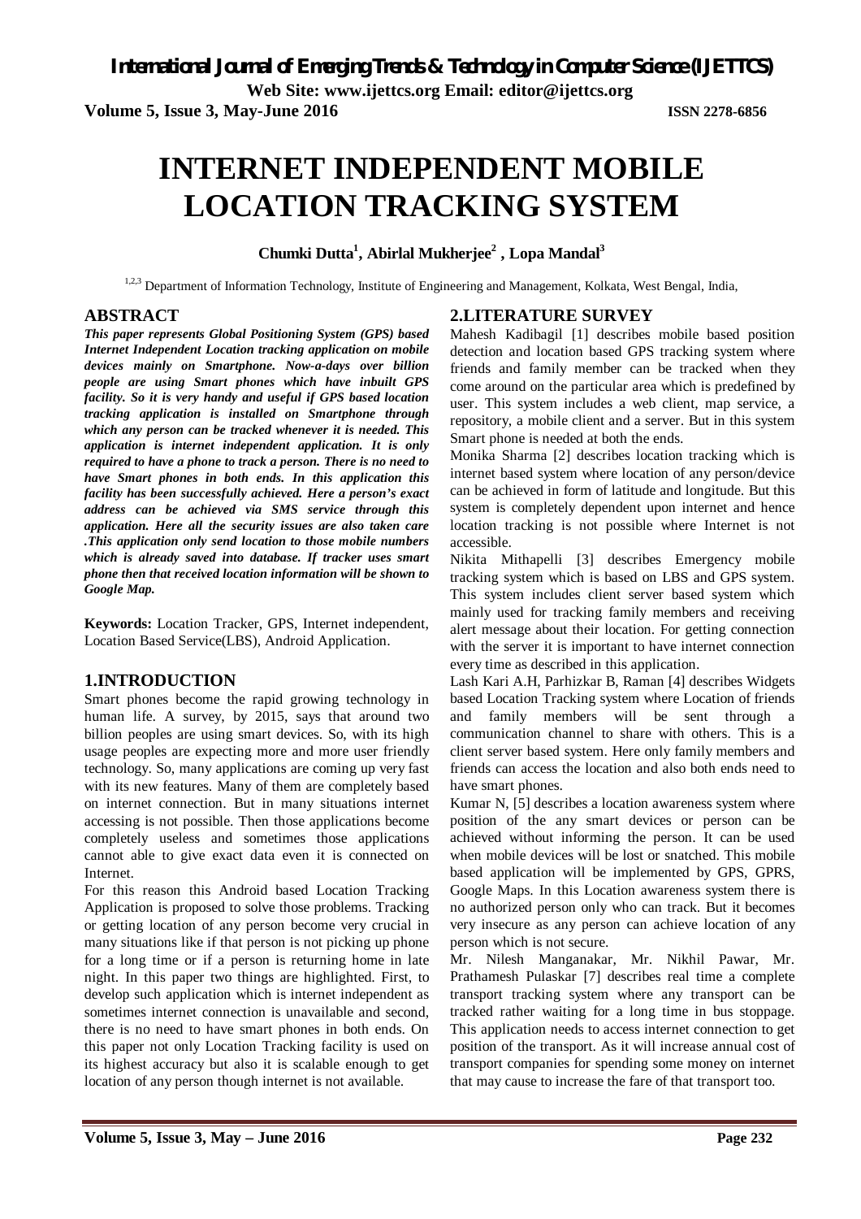# INTERNET INDEPENDENT MOBILE LOCATION TRACKING SYSTEM

**Chumki Dutta[1], Abirlal Mukherjee[2] , Lopa Mandal[3]**

[1,2,3] Department of Information Technology, Institute of Engineering and Management, Kolkata, West Bengal, India,

## ABSTRACT

***This paper represents Global Positioning System (GPS) based Internet Independent Location tracking application on mobile devices mainly on Smartphone. Now-a-days over billion people are using Smart phones which have inbuilt GPS facility. So it is very handy and useful if GPS based location tracking application is installed on Smartphone through which any person can be tracked whenever it is needed. This application is internet independent application. It is only required to have a phone to track a person. There is no need to have Smart phones in both ends. In this application this facility has been successfully achieved. Here a person's exact address can be achieved via SMS service through this application. Here all the security issues are also taken care .This application only send location to those mobile numbers which is already saved into database. If tracker uses smart phone then that received location information will be shown to Google Map.***

**Keywords:** Location Tracker, GPS, Internet independent, Location Based Service(LBS), Android Application.

## 1.INTRODUCTION

Smart phones become the rapid growing technology in human life. A survey, by 2015, says that around two billion peoples are using smart devices. So, with its high usage peoples are expecting more and more user friendly technology. So, many applications are coming up very fast with its new features. Many of them are completely based on internet connection. But in many situations internet accessing is not possible. Then those applications become completely useless and sometimes those applications cannot able to give exact data even it is connected on Internet.

For this reason this Android based Location Tracking Application is proposed to solve those problems. Tracking or getting location of any person become very crucial in many situations like if that person is not picking up phone for a long time or if a person is returning home in late night. In this paper two things are highlighted. First, to develop such application which is internet independent as sometimes internet connection is unavailable and second, there is no need to have smart phones in both ends. On this paper not only Location Tracking facility is used on its highest accuracy but also it is scalable enough to get location of any person though internet is not available.

## 2.LITERATURE SURVEY

Mahesh Kadibagil [1] describes mobile based position detection and location based GPS tracking system where friends and family member can be tracked when they come around on the particular area which is predefined by user. This system includes a web client, map service, a repository, a mobile client and a server. But in this system Smart phone is needed at both the ends.

Monika Sharma [2] describes location tracking which is internet based system where location of any person/device can be achieved in form of latitude and longitude. But this system is completely dependent upon internet and hence location tracking is not possible where Internet is not accessible.

Nikita Mithapelli [3] describes Emergency mobile tracking system which is based on LBS and GPS system. This system includes client server based system which mainly used for tracking family members and receiving alert message about their location. For getting connection with the server it is important to have internet connection every time as described in this application.

Lash Kari A.H, Parhizkar B, Raman [4] describes Widgets based Location Tracking system where Location of friends and family members will be sent through a communication channel to share with others. This is a client server based system. Here only family members and friends can access the location and also both ends need to have smart phones.

Kumar N, [5] describes a location awareness system where position of the any smart devices or person can be achieved without informing the person. It can be used when mobile devices will be lost or snatched. This mobile based application will be implemented by GPS, GPRS, Google Maps. In this Location awareness system there is no authorized person only who can track. But it becomes very insecure as any person can achieve location of any person which is not secure.

Mr. Nilesh Manganakar, Mr. Nikhil Pawar, Mr. Prathamesh Pulaskar [7] describes real time a complete transport tracking system where any transport can be tracked rather waiting for a long time in bus stoppage. This application needs to access internet connection to get position of the transport. As it will increase annual cost of transport companies for spending some money on internet that may cause to increase the fare of that transport too.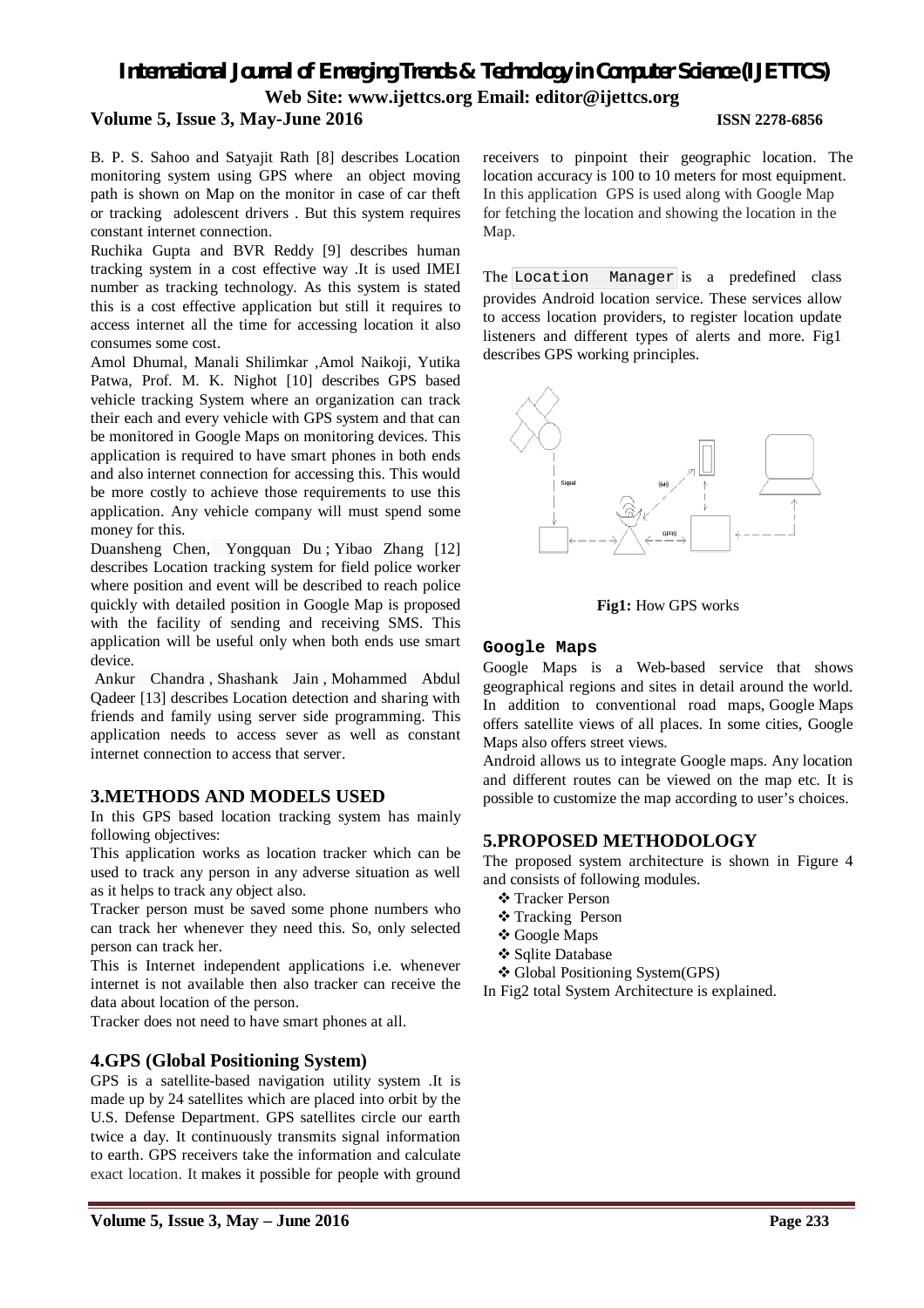B. P. S. Sahoo and Satyajit Rath [8] describes Location monitoring system using GPS where an object moving path is shown on Map on the monitor in case of car theft or tracking adolescent drivers . But this system requires constant internet connection.

Ruchika Gupta and BVR Reddy [9] describes human tracking system in a cost effective way .It is used IMEI number as tracking technology. As this system is stated this is a cost effective application but still it requires to access internet all the time for accessing location it also consumes some cost.

Amol Dhumal, Manali Shilimkar ,Amol Naikoji, Yutika Patwa, Prof. M. K. Nighot [10] describes GPS based vehicle tracking System where an organization can track their each and every vehicle with GPS system and that can be monitored in Google Maps on monitoring devices. This application is required to have smart phones in both ends and also internet connection for accessing this. This would be more costly to achieve those requirements to use this application. Any vehicle company will must spend some money for this.

Duansheng Chen, Yongquan Du ; Yibao Zhang [12] describes Location tracking system for field police worker where position and event will be described to reach police quickly with detailed position in Google Map is proposed with the facility of sending and receiving SMS. This application will be useful only when both ends use smart device.

Ankur Chandra , Shashank Jain , Mohammed Abdul Qadeer [13] describes Location detection and sharing with friends and family using server side programming. This application needs to access sever as well as constant internet connection to access that server.

## 3.METHODS AND MODELS USED

In this GPS based location tracking system has mainly following objectives:

This application works as location tracker which can be used to track any person in any adverse situation as well as it helps to track any object also.

Tracker person must be saved some phone numbers who can track her whenever they need this. So, only selected person can track her.

This is Internet independent applications i.e. whenever internet is not available then also tracker can receive the data about location of the person.

Tracker does not need to have smart phones at all.

## 4.GPS (Global Positioning System)

GPS is a satellite-based navigation utility system .It is made up by 24 satellites which are placed into orbit by the U.S. Defense Department. GPS satellites circle our earth twice a day. It continuously transmits signal information to earth. GPS receivers take the information and calculate exact location. It makes it possible for people with ground receivers to pinpoint their geographic location. The location accuracy is 100 to 10 meters for most equipment. In this application GPS is used along with Google Map for fetching the location and showing the location in the Map.

The `Location Manager` is a predefined class provides Android location service. These services allow to access location providers, to register location update listeners and different types of alerts and more. Fig1 describes GPS working principles.

**Fig1:** How GPS works

### Google Maps

Google Maps is a Web-based service that shows geographical regions and sites in detail around the world. In addition to conventional road maps, Google Maps offers satellite views of all places. In some cities, Google Maps also offers street views.

Android allows us to integrate Google maps. Any location and different routes can be viewed on the map etc. It is possible to customize the map according to user's choices.

## 5.PROPOSED METHODOLOGY

The proposed system architecture is shown in Figure 4 and consists of following modules.

- Tracker Person
- Tracking Person
- Google Maps
- Sqlite Database
- Global Positioning System(GPS)

In Fig2 total System Architecture is explained.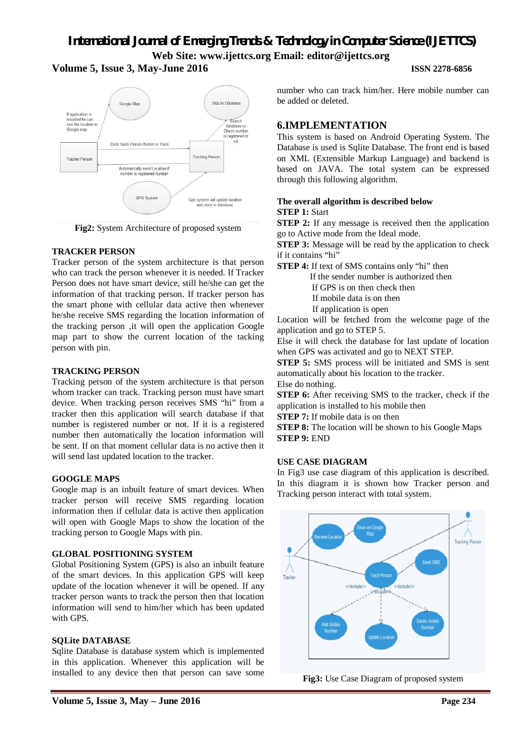Fig2: System Architecture of proposed system

### TRACKER PERSON

Tracker person of the system architecture is that person who can track the person whenever it is needed. If Tracker Person does not have smart device, still he/she can get the information of that tracking person. If tracker person has the smart phone with cellular data active then whenever he/she receive SMS regarding the location information of the tracking person ,it will open the application Google map part to show the current location of the tacking person with pin.

### TRACKING PERSON

Tracking person of the system architecture is that person whom tracker can track. Tracking person must have smart device. When tracking person receives SMS "hi" from a tracker then this application will search database if that number is registered number or not. If it is a registered number then automatically the location information will be sent. If on that moment cellular data is no active then it will send last updated location to the tracker.

### GOOGLE MAPS

Google map is an inbuilt feature of smart devices. When tracker person will receive SMS regarding location information then if cellular data is active then application will open with Google Maps to show the location of the tracking person to Google Maps with pin.

### GLOBAL POSITIONING SYSTEM

Global Positioning System (GPS) is also an inbuilt feature of the smart devices. In this application GPS will keep update of the location whenever it will be opened. If any tracker person wants to track the person then that location information will send to him/her which has been updated with GPS.

### SQLite DATABASE

Sqlite Database is database system which is implemented in this application. Whenever this application will be installed to any device then that person can save some number who can track him/her. Here mobile number can be added or deleted.

## 6.IMPLEMENTATION

This system is based on Android Operating System. The Database is used is Sqlite Database. The front end is based on XML (Extensible Markup Language) and backend is based on JAVA. The total system can be expressed through this following algorithm.

**The overall algorithm is described below**

**STEP 1:** Start

**STEP 2:** If any message is received then the application go to Active mode from the Ideal mode.

**STEP 3:** Message will be read by the application to check if it contains "hi"

**STEP 4:** If text of SMS contains only "hi" then
If the sender number is authorized then
If GPS is on then check then
If mobile data is on then
If application is open

Location will be fetched from the welcome page of the application and go to STEP 5.

Else it will check the database for last update of location when GPS was activated and go to NEXT STEP.

**STEP 5:** SMS process will be initiated and SMS is sent automatically about his location to the tracker.

Else do nothing.

**STEP 6:** After receiving SMS to the tracker, check if the application is installed to his mobile then

**STEP 7:** If mobile data is on then

**STEP 8:** The location will be shown to his Google Maps

**STEP 9:** END

### USE CASE DIAGRAM

In Fig3 use case diagram of this application is described. In this diagram it is shown how Tracker person and Tracking person interact with total system.

Fig3: Use Case Diagram of proposed system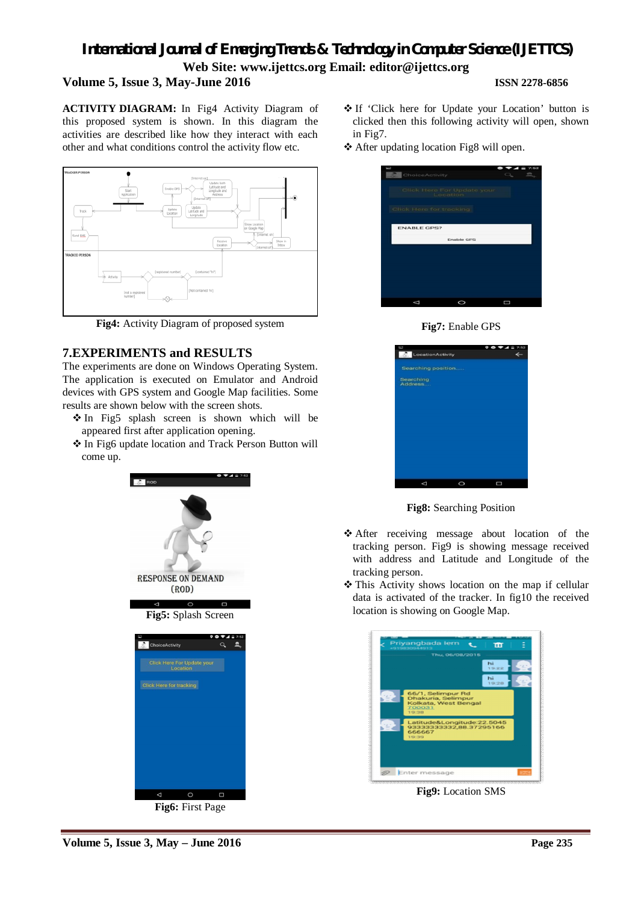**ACTIVITY DIAGRAM:** In Fig4 Activity Diagram of this proposed system is shown. In this diagram the activities are described like how they interact with each other and what conditions control the activity flow etc.

**Fig4:** Activity Diagram of proposed system

## 7.EXPERIMENTS and RESULTS

The experiments are done on Windows Operating System. The application is executed on Emulator and Android devices with GPS system and Google Map facilities. Some results are shown below with the screen shots.

- In Fig5 splash screen is shown which will be appeared first after application opening.
- In Fig6 update location and Track Person Button will come up.

**Fig5:** Splash Screen

**Fig6:** First Page

- If 'Click here for Update your Location' button is clicked then this following activity will open, shown in Fig7.
- After updating location Fig8 will open.

**Fig7:** Enable GPS

**Fig8:** Searching Position

- After receiving message about location of the tracking person. Fig9 is showing message received with address and Latitude and Longitude of the tracking person.
- This Activity shows location on the map if cellular data is activated of the tracker. In fig10 the received location is showing on Google Map.

**Fig9:** Location SMS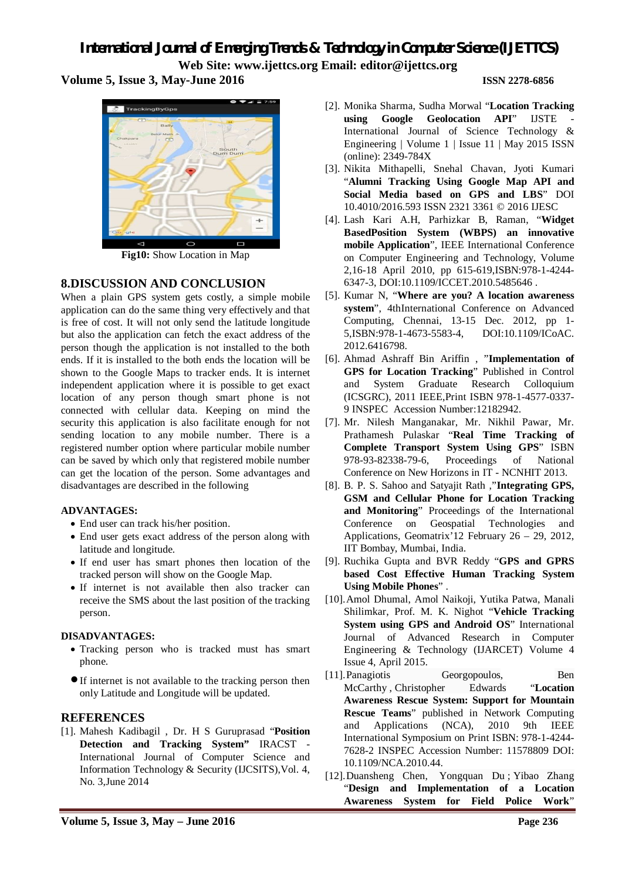**Fig10:** Show Location in Map

## 8.DISCUSSION AND CONCLUSION

When a plain GPS system gets costly, a simple mobile application can do the same thing very effectively and that is free of cost. It will not only send the latitude longitude but also the application can fetch the exact address of the person though the application is not installed to the both ends. If it is installed to the both ends the location will be shown to the Google Maps to tracker ends. It is internet independent application where it is possible to get exact location of any person though smart phone is not connected with cellular data. Keeping on mind the security this application is also facilitate enough for not sending location to any mobile number. There is a registered number option where particular mobile number can be saved by which only that registered mobile number can get the location of the person. Some advantages and disadvantages are described in the following

**ADVANTAGES:**

- End user can track his/her position.
- End user gets exact address of the person along with latitude and longitude.
- If end user has smart phones then location of the tracked person will show on the Google Map.
- If internet is not available then also tracker can receive the SMS about the last position of the tracking person.

**DISADVANTAGES:**

- Tracking person who is tracked must has smart phone.
- If internet is not available to the tracking person then only Latitude and Longitude will be updated.

## REFERENCES

[1]. Mahesh Kadibagil , Dr. H S Guruprasad "**Position Detection and Tracking System"** IRACST - International Journal of Computer Science and Information Technology & Security (IJCSITS),Vol. 4, No. 3,June 2014

[2]. Monika Sharma, Sudha Morwal "**Location Tracking using Google Geolocation API**" IJSTE - International Journal of Science Technology & Engineering | Volume 1 | Issue 11 | May 2015 ISSN (online): 2349-784X

[3]. Nikita Mithapelli, Snehal Chavan, Jyoti Kumari "**Alumni Tracking Using Google Map API and Social Media based on GPS and LBS**" DOI 10.4010/2016.593 ISSN 2321 3361 © 2016 IJESC

[4]. Lash Kari A.H, Parhizkar B, Raman, "**Widget BasedPosition System (WBPS) an innovative mobile Application**", IEEE International Conference on Computer Engineering and Technology, Volume 2,16-18 April 2010, pp 615-619,ISBN:978-1-4244-6347-3, DOI:10.1109/ICCET.2010.5485646 .

[5]. Kumar N, "**Where are you? A location awareness system**", 4thInternational Conference on Advanced Computing, Chennai, 13-15 Dec. 2012, pp 1-5,ISBN:978-1-4673-5583-4, DOI:10.1109/ICoAC. 2012.6416798.

[6]. Ahmad Ashraff Bin Ariffin , "**Implementation of GPS for Location Tracking**" Published in Control and System Graduate Research Colloquium (ICSGRC), 2011 IEEE,Print ISBN 978-1-4577-0337-9 INSPEC Accession Number:12182942.

[7]. Mr. Nilesh Manganakar, Mr. Nikhil Pawar, Mr. Prathamesh Pulaskar "**Real Time Tracking of Complete Transport System Using GPS**" ISBN 978-93-82338-79-6, Proceedings of National Conference on New Horizons in IT - NCNHIT 2013.

[8]. B. P. S. Sahoo and Satyajit Rath ,"**Integrating GPS, GSM and Cellular Phone for Location Tracking and Monitoring**" Proceedings of the International Conference on Geospatial Technologies and Applications, Geomatrix'12 February 26 – 29, 2012, IIT Bombay, Mumbai, India.

[9]. Ruchika Gupta and BVR Reddy "**GPS and GPRS based Cost Effective Human Tracking System Using Mobile Phones**" .

[10]. Amol Dhumal, Amol Naikoji, Yutika Patwa, Manali Shilimkar, Prof. M. K. Nighot "**Vehicle Tracking System using GPS and Android OS**" International Journal of Advanced Research in Computer Engineering & Technology (IJARCET) Volume 4 Issue 4, April 2015.

[11]. Panagiotis Georgopoulos, Ben McCarthy , Christopher Edwards "**Location Awareness Rescue System: Support for Mountain Rescue Teams**" published in Network Computing and Applications (NCA), 2010 9th IEEE International Symposium on Print ISBN: 978-1-4244-7628-2 INSPEC Accession Number: 11578809 DOI: 10.1109/NCA.2010.44.

[12]. Duansheng Chen, Yongquan Du ; Yibao Zhang "**Design and Implementation of a Location Awareness System for Field Police Work**"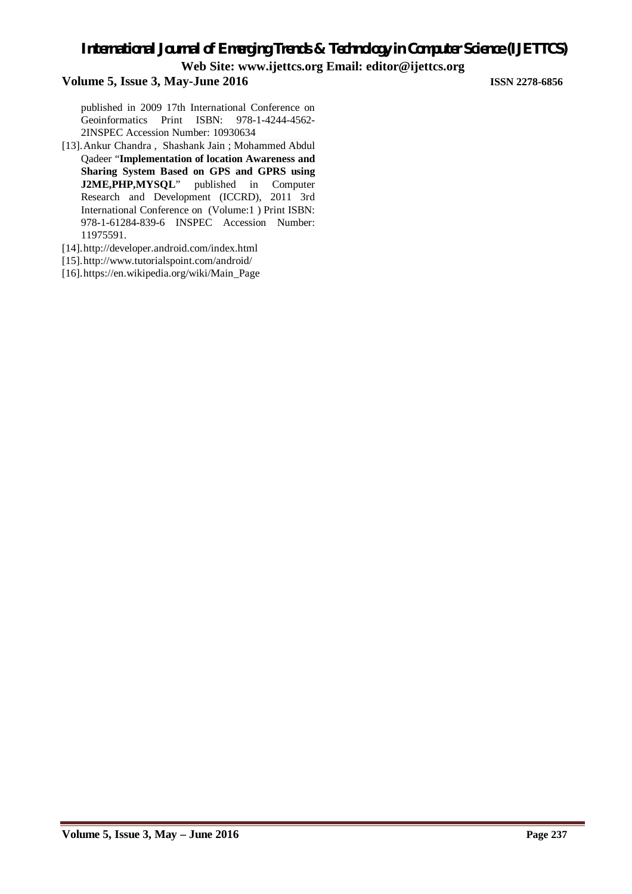published in 2009 17th International Conference on Geoinformatics Print ISBN: 978-1-4244-4562-2INSPEC Accession Number: 10930634

[13]. Ankur Chandra , Shashank Jain ; Mohammed Abdul Qadeer "**Implementation of location Awareness and Sharing System Based on GPS and GPRS using J2ME,PHP,MYSQL**" published in Computer Research and Development (ICCRD), 2011 3rd International Conference on (Volume:1 ) Print ISBN: 978-1-61284-839-6 INSPEC Accession Number: 11975591.

[14]. http://developer.android.com/index.html

[15]. http://www.tutorialspoint.com/android/

[16]. https://en.wikipedia.org/wiki/Main_Page